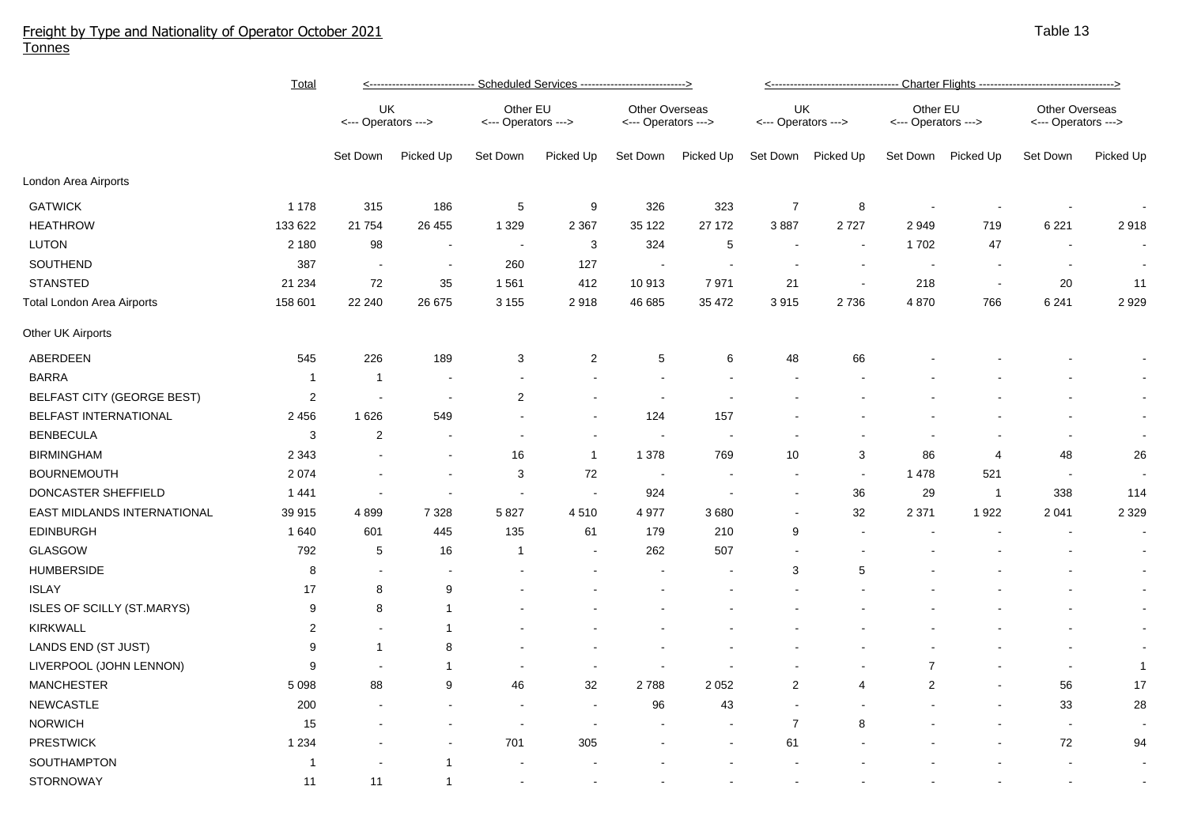# Freight by Type and Nationality of Operator October 2021

Tonnes

Table 13

| | Total | Scheduled Services | | | | | | Charter Flights | | | | | |
|---|---|---|---|---|---|---|---|---|---|---|---|---|---|
| | | UK <--- Operators ---> | | Other EU <--- Operators ---> | | Other Overseas <--- Operators ---> | | UK <--- Operators ---> | | Other EU <--- Operators ---> | | Other Overseas <--- Operators ---> | |
| | | Set Down | Picked Up | Set Down | Picked Up | Set Down | Picked Up | Set Down | Picked Up | Set Down | Picked Up | Set Down | Picked Up |
| London Area Airports | | | | | | | | | | | | | |
| GATWICK | 1 178 | 315 | 186 | 5 | 9 | 326 | 323 | 7 | 8 | - | - | - | - |
| HEATHROW | 133 622 | 21 754 | 26 455 | 1 329 | 2 367 | 35 122 | 27 172 | 3 887 | 2 727 | 2 949 | 719 | 6 221 | 2 918 |
| LUTON | 2 180 | 98 | - | - | 3 | 324 | 5 | - | - | 1 702 | 47 | - | - |
| SOUTHEND | 387 | - | - | 260 | 127 | - | - | - | - | - | - | - | - |
| STANSTED | 21 234 | 72 | 35 | 1 561 | 412 | 10 913 | 7 971 | 21 | - | 218 | - | 20 | 11 |
| Total London Area Airports | 158 601 | 22 240 | 26 675 | 3 155 | 2 918 | 46 685 | 35 472 | 3 915 | 2 736 | 4 870 | 766 | 6 241 | 2 929 |
| Other UK Airports | | | | | | | | | | | | | |
| ABERDEEN | 545 | 226 | 189 | 3 | 2 | 5 | 6 | 48 | 66 | - | - | - | - |
| BARRA | 1 | 1 | - | - | - | - | - | - | - | - | - | - | - |
| BELFAST CITY (GEORGE BEST) | 2 | - | - | 2 | - | - | - | - | - | - | - | - | - |
| BELFAST INTERNATIONAL | 2 456 | 1 626 | 549 | - | - | 124 | 157 | - | - | - | - | - | - |
| BENBECULA | 3 | 2 | - | - | - | - | - | - | - | - | - | - | - |
| BIRMINGHAM | 2 343 | - | - | 16 | 1 | 1 378 | 769 | 10 | 3 | 86 | 4 | 48 | 26 |
| BOURNEMOUTH | 2 074 | - | - | 3 | 72 | - | - | - | - | 1 478 | 521 | - | - |
| DONCASTER SHEFFIELD | 1 441 | - | - | - | - | 924 | - | - | 36 | 29 | 1 | 338 | 114 |
| EAST MIDLANDS INTERNATIONAL | 39 915 | 4 899 | 7 328 | 5 827 | 4 510 | 4 977 | 3 680 | - | 32 | 2 371 | 1 922 | 2 041 | 2 329 |
| EDINBURGH | 1 640 | 601 | 445 | 135 | 61 | 179 | 210 | 9 | - | - | - | - | - |
| GLASGOW | 792 | 5 | 16 | 1 | - | 262 | 507 | - | - | - | - | - | - |
| HUMBERSIDE | 8 | - | - | - | - | - | - | 3 | 5 | - | - | - | - |
| ISLAY | 17 | 8 | 9 | - | - | - | - | - | - | - | - | - | - |
| ISLES OF SCILLY (ST.MARYS) | 9 | 8 | 1 | - | - | - | - | - | - | - | - | - | - |
| KIRKWALL | 2 | - | 1 | - | - | - | - | - | - | - | - | - | - |
| LANDS END (ST JUST) | 9 | 1 | 8 | - | - | - | - | - | - | - | - | - | - |
| LIVERPOOL (JOHN LENNON) | 9 | - | 1 | - | - | - | - | - | - | 7 | - | - | 1 |
| MANCHESTER | 5 098 | 88 | 9 | 46 | 32 | 2 788 | 2 052 | 2 | 4 | 2 | - | 56 | 17 |
| NEWCASTLE | 200 | - | - | - | - | 96 | 43 | - | - | - | - | 33 | 28 |
| NORWICH | 15 | - | - | - | - | - | - | 7 | 8 | - | - | - | - |
| PRESTWICK | 1 234 | - | - | 701 | 305 | - | - | 61 | - | - | - | 72 | 94 |
| SOUTHAMPTON | 1 | - | 1 | - | - | - | - | - | - | - | - | - | - |
| STORNOWAY | 11 | 11 | 1 | - | - | - | - | - | - | - | - | - | - |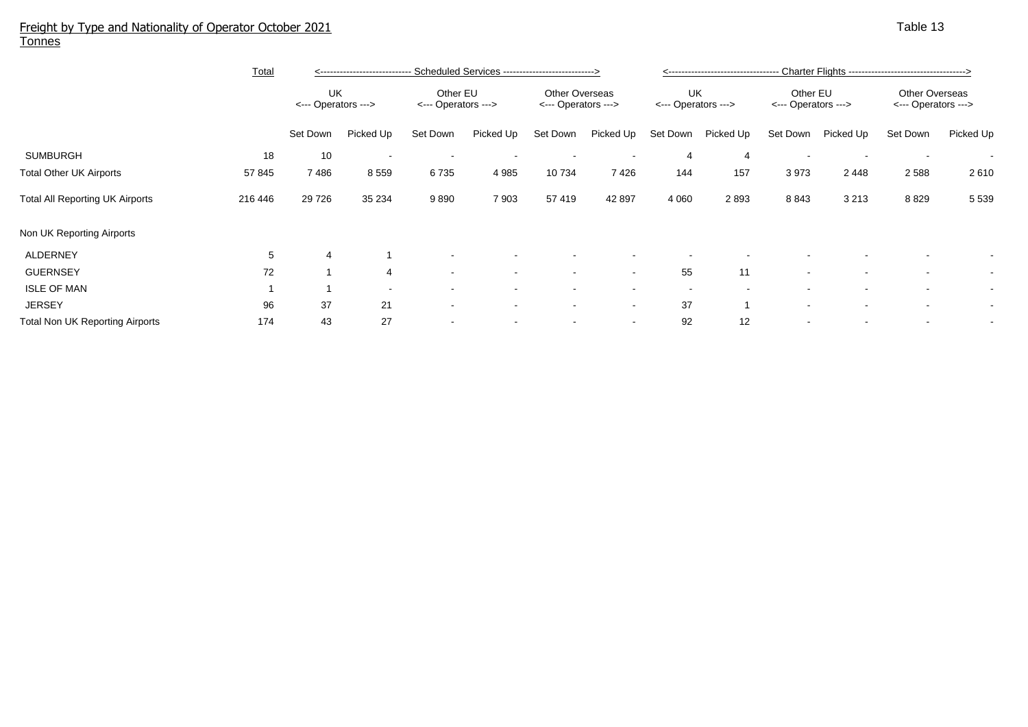## Freight by Type and Nationality of Operator October 2021

Tonnes

Table 13

| | Total | Scheduled Services | | | | | | Charter Flights | | | | | |
|---|---|---|---|---|---|---|---|---|---|---|---|---|---|
| | | UK <--- Operators ---> | | Other EU <--- Operators ---> | | Other Overseas <--- Operators ---> | | UK <--- Operators ---> | | Other EU <--- Operators ---> | | Other Overseas <--- Operators ---> | |
| | | Set Down | Picked Up | Set Down | Picked Up | Set Down | Picked Up | Set Down | Picked Up | Set Down | Picked Up | Set Down | Picked Up |
| SUMBURGH | 18 | 10 | - | - | - | - | - | 4 | 4 | - | - | - | - |
| Total Other UK Airports | 57 845 | 7 486 | 8 559 | 6 735 | 4 985 | 10 734 | 7 426 | 144 | 157 | 3 973 | 2 448 | 2 588 | 2 610 |
| Total All Reporting UK Airports | 216 446 | 29 726 | 35 234 | 9 890 | 7 903 | 57 419 | 42 897 | 4 060 | 2 893 | 8 843 | 3 213 | 8 829 | 5 539 |
| Non UK Reporting Airports | | | | | | | | | | | | | |
| ALDERNEY | 5 | 4 | 1 | - | - | - | - | - | - | - | - | - | - |
| GUERNSEY | 72 | 1 | 4 | - | - | - | - | 55 | 11 | - | - | - | - |
| ISLE OF MAN | 1 | 1 | - | - | - | - | - | - | - | - | - | - | - |
| JERSEY | 96 | 37 | 21 | - | - | - | - | 37 | 1 | - | - | - | - |
| Total Non UK Reporting Airports | 174 | 43 | 27 | - | - | - | - | 92 | 12 | - | - | - | - |